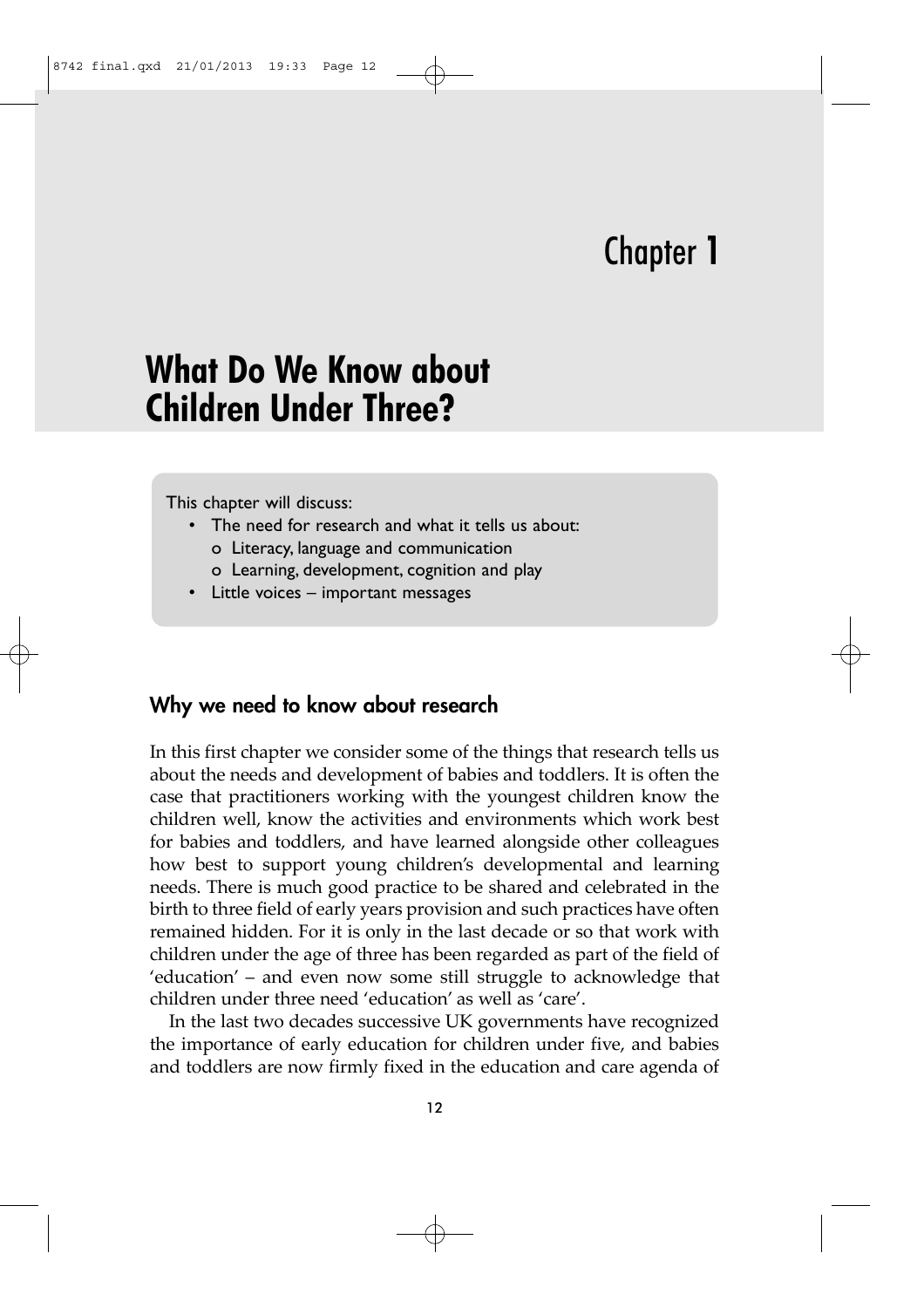# Chapter 1

# What Do We Know about Children Under Three?

This chapter will discuss:

- The need for research and what it tells us about:
  - Literacy, language and communication
  - Learning, development, cognition and play
- Little voices – important messages

## Why we need to know about research

In this first chapter we consider some of the things that research tells us about the needs and development of babies and toddlers. It is often the case that practitioners working with the youngest children know the children well, know the activities and environments which work best for babies and toddlers, and have learned alongside other colleagues how best to support young children's developmental and learning needs. There is much good practice to be shared and celebrated in the birth to three field of early years provision and such practices have often remained hidden. For it is only in the last decade or so that work with children under the age of three has been regarded as part of the field of 'education' – and even now some still struggle to acknowledge that children under three need 'education' as well as 'care'.

In the last two decades successive UK governments have recognized the importance of early education for children under five, and babies and toddlers are now firmly fixed in the education and care agenda of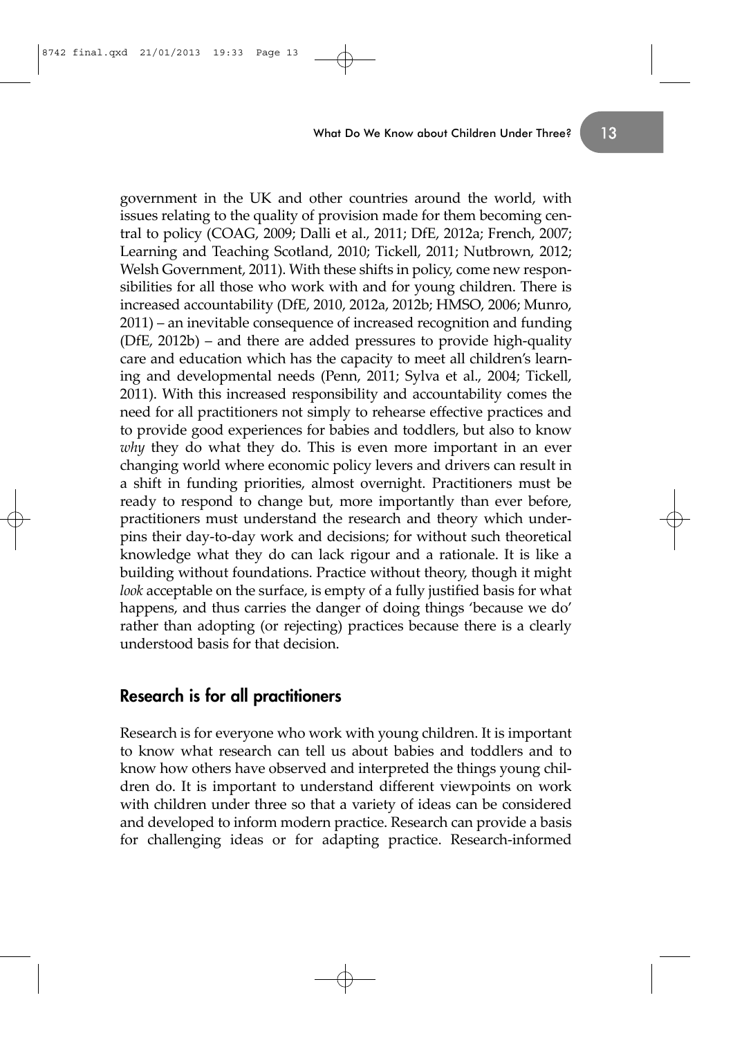government in the UK and other countries around the world, with issues relating to the quality of provision made for them becoming central to policy (COAG, 2009; Dalli et al., 2011; DfE, 2012a; French, 2007; Learning and Teaching Scotland, 2010; Tickell, 2011; Nutbrown, 2012; Welsh Government, 2011). With these shifts in policy, come new responsibilities for all those who work with and for young children. There is increased accountability (DfE, 2010, 2012a, 2012b; HMSO, 2006; Munro, 2011) – an inevitable consequence of increased recognition and funding (DfE, 2012b) – and there are added pressures to provide high-quality care and education which has the capacity to meet all children's learning and developmental needs (Penn, 2011; Sylva et al., 2004; Tickell, 2011). With this increased responsibility and accountability comes the need for all practitioners not simply to rehearse effective practices and to provide good experiences for babies and toddlers, but also to know *why* they do what they do. This is even more important in an ever changing world where economic policy levers and drivers can result in a shift in funding priorities, almost overnight. Practitioners must be ready to respond to change but, more importantly than ever before, practitioners must understand the research and theory which underpins their day-to-day work and decisions; for without such theoretical knowledge what they do can lack rigour and a rationale. It is like a building without foundations. Practice without theory, though it might *look* acceptable on the surface, is empty of a fully justified basis for what happens, and thus carries the danger of doing things 'because we do' rather than adopting (or rejecting) practices because there is a clearly understood basis for that decision.

## Research is for all practitioners

Research is for everyone who work with young children. It is important to know what research can tell us about babies and toddlers and to know how others have observed and interpreted the things young children do. It is important to understand different viewpoints on work with children under three so that a variety of ideas can be considered and developed to inform modern practice. Research can provide a basis for challenging ideas or for adapting practice. Research-informed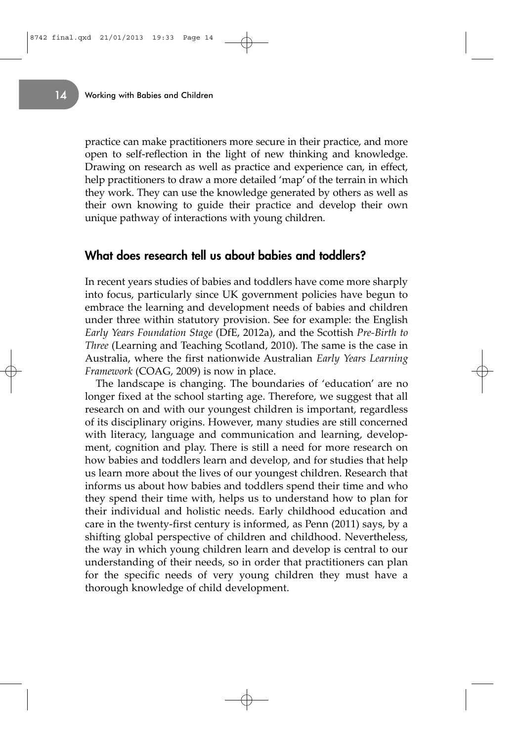practice can make practitioners more secure in their practice, and more open to self-reflection in the light of new thinking and knowledge. Drawing on research as well as practice and experience can, in effect, help practitioners to draw a more detailed 'map' of the terrain in which they work. They can use the knowledge generated by others as well as their own knowing to guide their practice and develop their own unique pathway of interactions with young children.

## What does research tell us about babies and toddlers?

In recent years studies of babies and toddlers have come more sharply into focus, particularly since UK government policies have begun to embrace the learning and development needs of babies and children under three within statutory provision. See for example: the English *Early Years Foundation Stage* (DfE, 2012a), and the Scottish *Pre-Birth to Three* (Learning and Teaching Scotland, 2010). The same is the case in Australia, where the first nationwide Australian *Early Years Learning Framework* (COAG, 2009) is now in place.

The landscape is changing. The boundaries of 'education' are no longer fixed at the school starting age. Therefore, we suggest that all research on and with our youngest children is important, regardless of its disciplinary origins. However, many studies are still concerned with literacy, language and communication and learning, development, cognition and play. There is still a need for more research on how babies and toddlers learn and develop, and for studies that help us learn more about the lives of our youngest children. Research that informs us about how babies and toddlers spend their time and who they spend their time with, helps us to understand how to plan for their individual and holistic needs. Early childhood education and care in the twenty-first century is informed, as Penn (2011) says, by a shifting global perspective of children and childhood. Nevertheless, the way in which young children learn and develop is central to our understanding of their needs, so in order that practitioners can plan for the specific needs of very young children they must have a thorough knowledge of child development.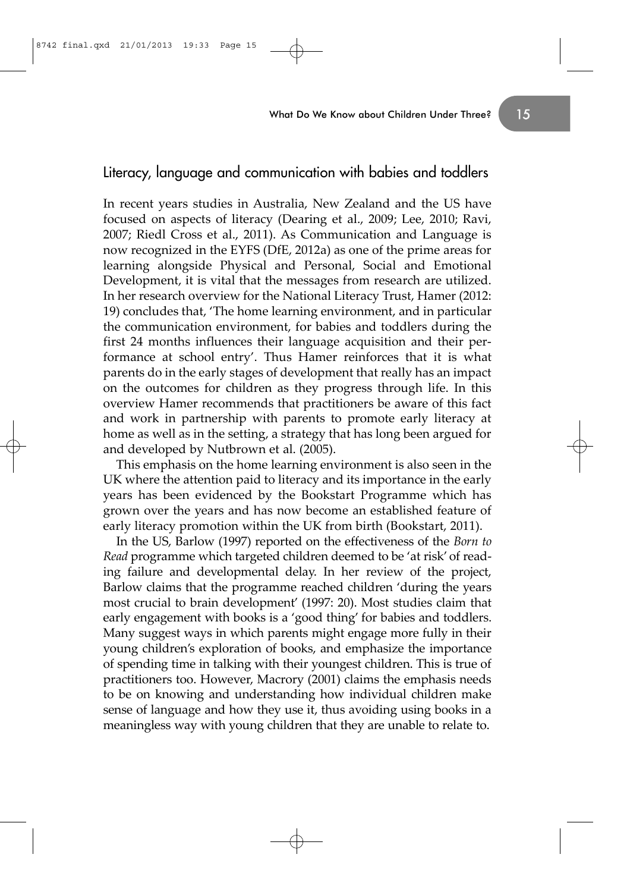## Literacy, language and communication with babies and toddlers

In recent years studies in Australia, New Zealand and the US have focused on aspects of literacy (Dearing et al., 2009; Lee, 2010; Ravi, 2007; Riedl Cross et al., 2011). As Communication and Language is now recognized in the EYFS (DfE, 2012a) as one of the prime areas for learning alongside Physical and Personal, Social and Emotional Development, it is vital that the messages from research are utilized. In her research overview for the National Literacy Trust, Hamer (2012: 19) concludes that, 'The home learning environment, and in particular the communication environment, for babies and toddlers during the first 24 months influences their language acquisition and their performance at school entry'. Thus Hamer reinforces that it is what parents do in the early stages of development that really has an impact on the outcomes for children as they progress through life. In this overview Hamer recommends that practitioners be aware of this fact and work in partnership with parents to promote early literacy at home as well as in the setting, a strategy that has long been argued for and developed by Nutbrown et al. (2005).

This emphasis on the home learning environment is also seen in the UK where the attention paid to literacy and its importance in the early years has been evidenced by the Bookstart Programme which has grown over the years and has now become an established feature of early literacy promotion within the UK from birth (Bookstart, 2011).

In the US, Barlow (1997) reported on the effectiveness of the *Born to Read* programme which targeted children deemed to be 'at risk' of reading failure and developmental delay. In her review of the project, Barlow claims that the programme reached children 'during the years most crucial to brain development' (1997: 20). Most studies claim that early engagement with books is a 'good thing' for babies and toddlers. Many suggest ways in which parents might engage more fully in their young children's exploration of books, and emphasize the importance of spending time in talking with their youngest children. This is true of practitioners too. However, Macrory (2001) claims the emphasis needs to be on knowing and understanding how individual children make sense of language and how they use it, thus avoiding using books in a meaningless way with young children that they are unable to relate to.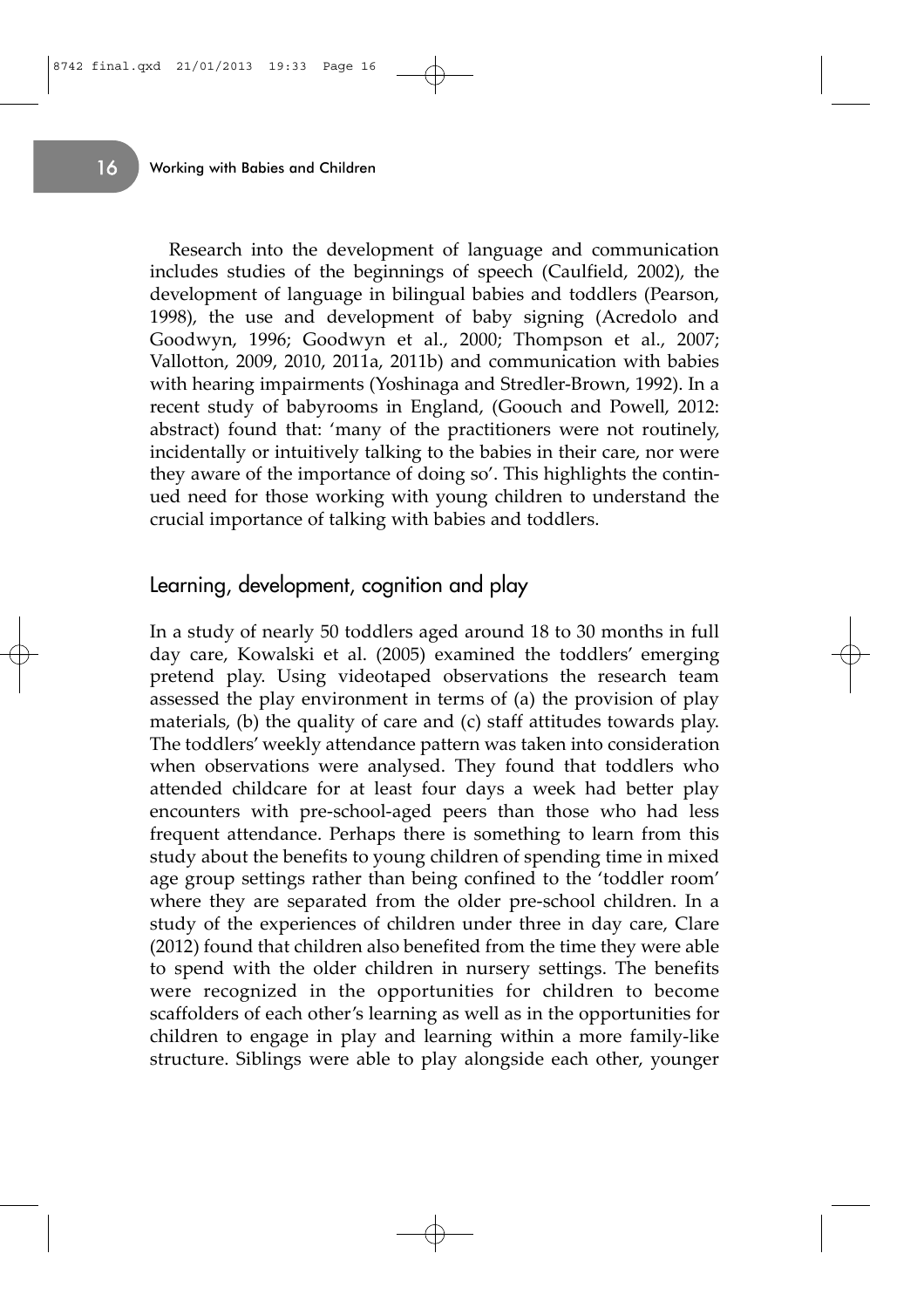Research into the development of language and communication includes studies of the beginnings of speech (Caulfield, 2002), the development of language in bilingual babies and toddlers (Pearson, 1998), the use and development of baby signing (Acredolo and Goodwyn, 1996; Goodwyn et al., 2000; Thompson et al., 2007; Vallotton, 2009, 2010, 2011a, 2011b) and communication with babies with hearing impairments (Yoshinaga and Stredler-Brown, 1992). In a recent study of babyrooms in England, (Goouch and Powell, 2012: abstract) found that: 'many of the practitioners were not routinely, incidentally or intuitively talking to the babies in their care, nor were they aware of the importance of doing so'. This highlights the continued need for those working with young children to understand the crucial importance of talking with babies and toddlers.

## Learning, development, cognition and play

In a study of nearly 50 toddlers aged around 18 to 30 months in full day care, Kowalski et al. (2005) examined the toddlers' emerging pretend play. Using videotaped observations the research team assessed the play environment in terms of (a) the provision of play materials, (b) the quality of care and (c) staff attitudes towards play. The toddlers' weekly attendance pattern was taken into consideration when observations were analysed. They found that toddlers who attended childcare for at least four days a week had better play encounters with pre-school-aged peers than those who had less frequent attendance. Perhaps there is something to learn from this study about the benefits to young children of spending time in mixed age group settings rather than being confined to the 'toddler room' where they are separated from the older pre-school children. In a study of the experiences of children under three in day care, Clare (2012) found that children also benefited from the time they were able to spend with the older children in nursery settings. The benefits were recognized in the opportunities for children to become scaffolders of each other's learning as well as in the opportunities for children to engage in play and learning within a more family-like structure. Siblings were able to play alongside each other, younger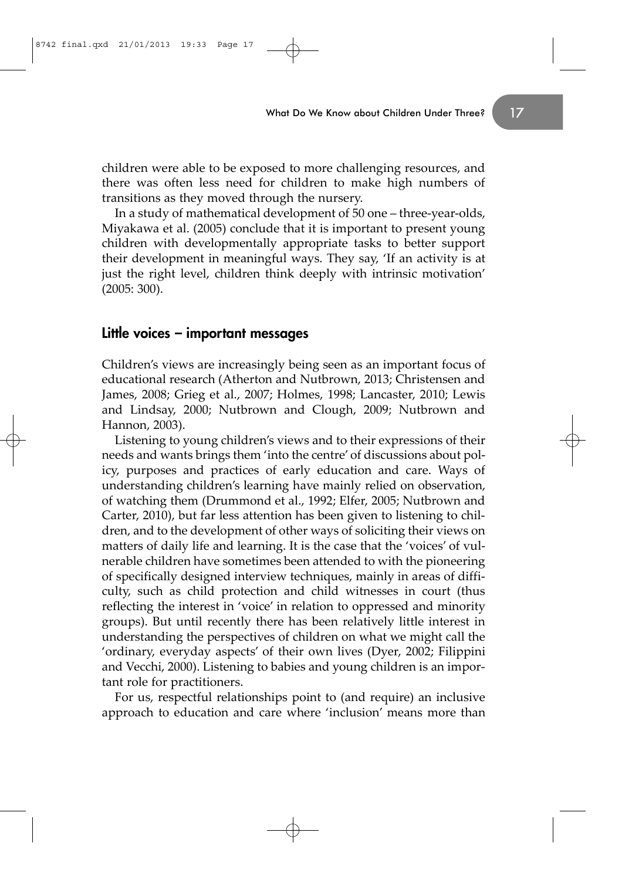children were able to be exposed to more challenging resources, and there was often less need for children to make high numbers of transitions as they moved through the nursery.

In a study of mathematical development of 50 one – three-year-olds, Miyakawa et al. (2005) conclude that it is important to present young children with developmentally appropriate tasks to better support their development in meaningful ways. They say, 'If an activity is at just the right level, children think deeply with intrinsic motivation' (2005: 300).

## Little voices – important messages

Children's views are increasingly being seen as an important focus of educational research (Atherton and Nutbrown, 2013; Christensen and James, 2008; Grieg et al., 2007; Holmes, 1998; Lancaster, 2010; Lewis and Lindsay, 2000; Nutbrown and Clough, 2009; Nutbrown and Hannon, 2003).

Listening to young children's views and to their expressions of their needs and wants brings them 'into the centre' of discussions about policy, purposes and practices of early education and care. Ways of understanding children's learning have mainly relied on observation, of watching them (Drummond et al., 1992; Elfer, 2005; Nutbrown and Carter, 2010), but far less attention has been given to listening to children, and to the development of other ways of soliciting their views on matters of daily life and learning. It is the case that the 'voices' of vulnerable children have sometimes been attended to with the pioneering of specifically designed interview techniques, mainly in areas of difficulty, such as child protection and child witnesses in court (thus reflecting the interest in 'voice' in relation to oppressed and minority groups). But until recently there has been relatively little interest in understanding the perspectives of children on what we might call the 'ordinary, everyday aspects' of their own lives (Dyer, 2002; Filippini and Vecchi, 2000). Listening to babies and young children is an important role for practitioners.

For us, respectful relationships point to (and require) an inclusive approach to education and care where 'inclusion' means more than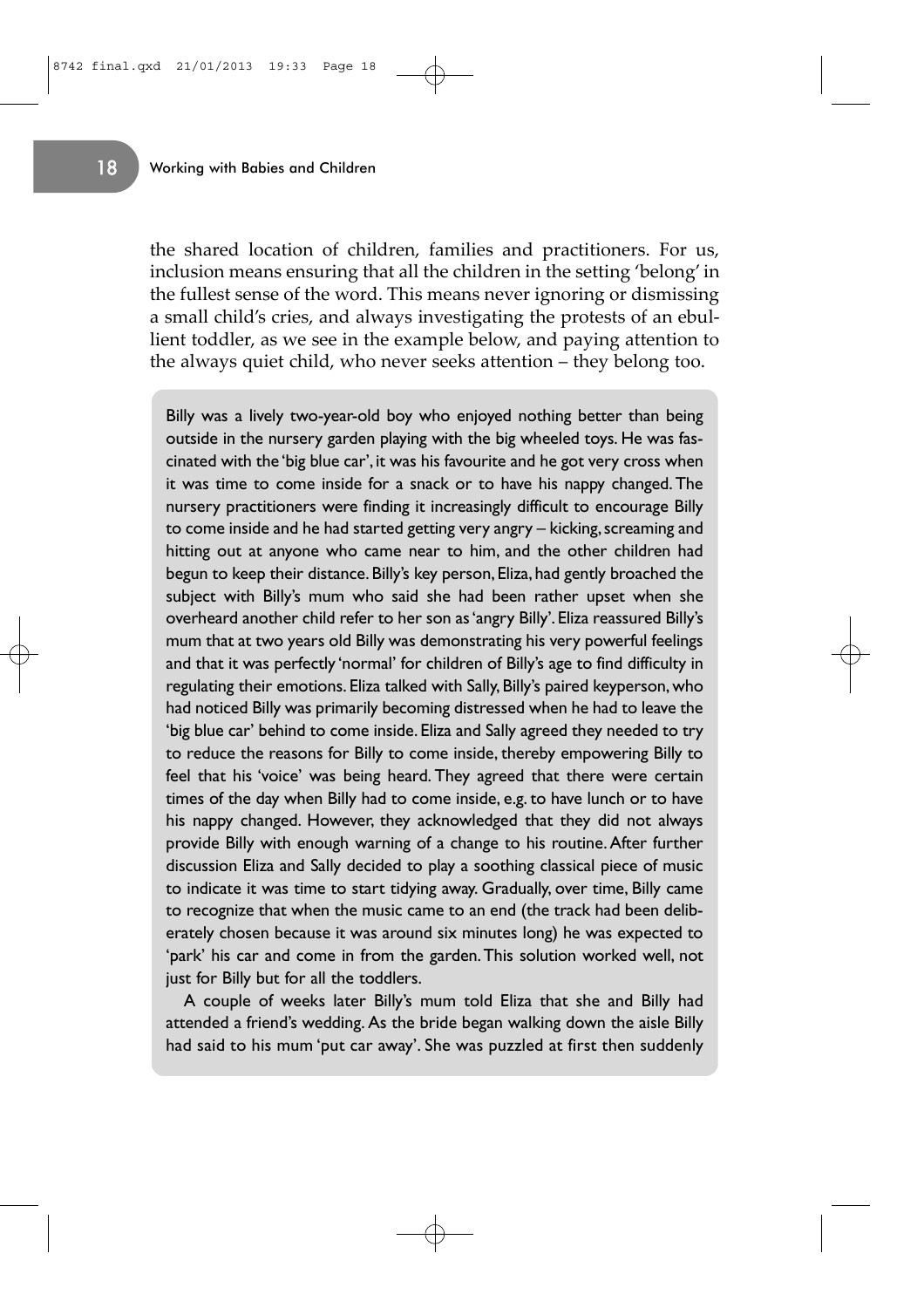the shared location of children, families and practitioners. For us, inclusion means ensuring that all the children in the setting 'belong' in the fullest sense of the word. This means never ignoring or dismissing a small child's cries, and always investigating the protests of an ebullient toddler, as we see in the example below, and paying attention to the always quiet child, who never seeks attention – they belong too.

> Billy was a lively two-year-old boy who enjoyed nothing better than being outside in the nursery garden playing with the big wheeled toys. He was fascinated with the 'big blue car', it was his favourite and he got very cross when it was time to come inside for a snack or to have his nappy changed. The nursery practitioners were finding it increasingly difficult to encourage Billy to come inside and he had started getting very angry – kicking, screaming and hitting out at anyone who came near to him, and the other children had begun to keep their distance. Billy's key person, Eliza, had gently broached the subject with Billy's mum who said she had been rather upset when she overheard another child refer to her son as 'angry Billy'. Eliza reassured Billy's mum that at two years old Billy was demonstrating his very powerful feelings and that it was perfectly 'normal' for children of Billy's age to find difficulty in regulating their emotions. Eliza talked with Sally, Billy's paired keyperson, who had noticed Billy was primarily becoming distressed when he had to leave the 'big blue car' behind to come inside. Eliza and Sally agreed they needed to try to reduce the reasons for Billy to come inside, thereby empowering Billy to feel that his 'voice' was being heard. They agreed that there were certain times of the day when Billy had to come inside, e.g. to have lunch or to have his nappy changed. However, they acknowledged that they did not always provide Billy with enough warning of a change to his routine. After further discussion Eliza and Sally decided to play a soothing classical piece of music to indicate it was time to start tidying away. Gradually, over time, Billy came to recognize that when the music came to an end (the track had been deliberately chosen because it was around six minutes long) he was expected to 'park' his car and come in from the garden. This solution worked well, not just for Billy but for all the toddlers.
>
> A couple of weeks later Billy's mum told Eliza that she and Billy had attended a friend's wedding. As the bride began walking down the aisle Billy had said to his mum 'put car away'. She was puzzled at first then suddenly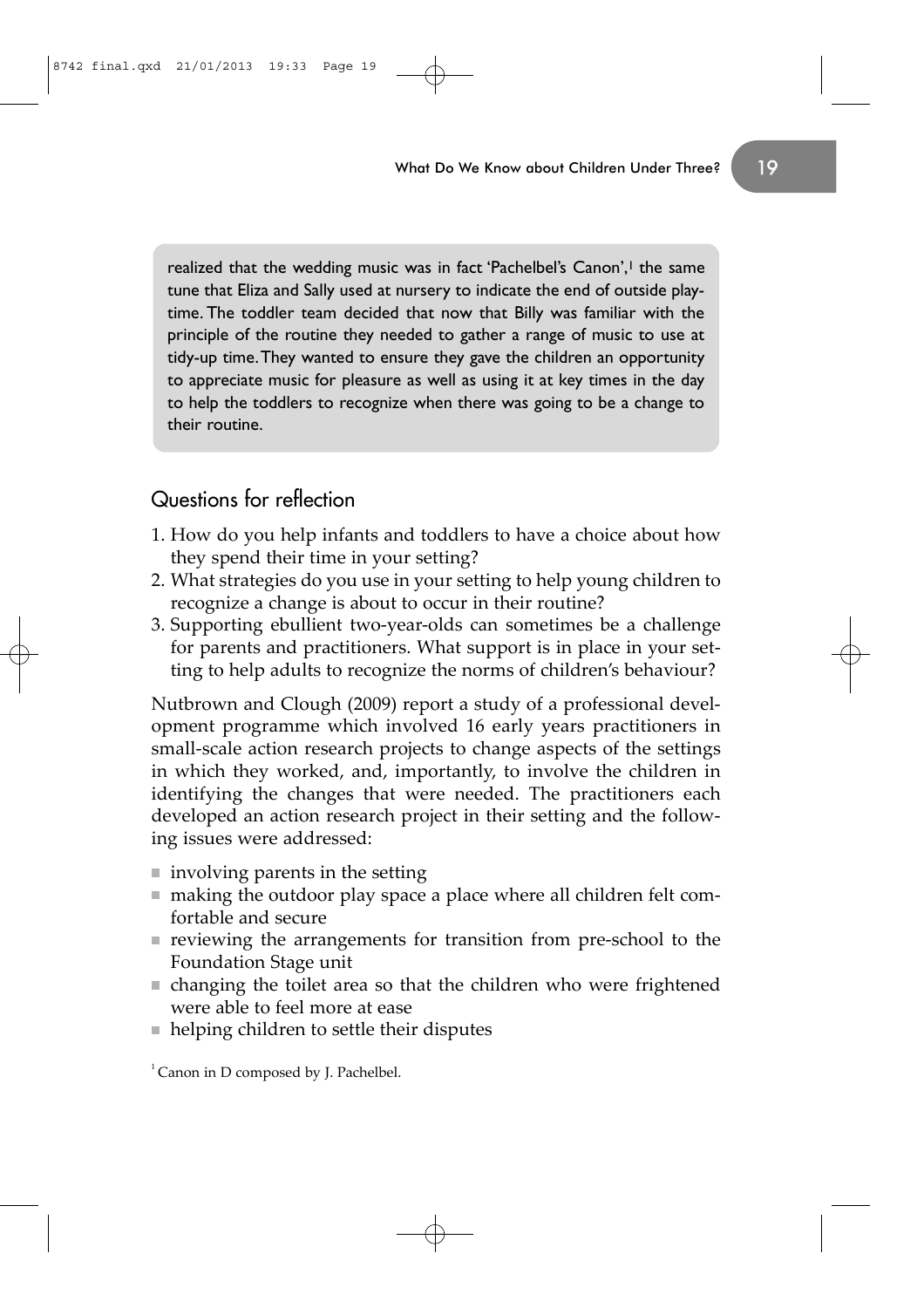realized that the wedding music was in fact 'Pachelbel's Canon',[1] the same tune that Eliza and Sally used at nursery to indicate the end of outside play-time. The toddler team decided that now that Billy was familiar with the principle of the routine they needed to gather a range of music to use at tidy-up time. They wanted to ensure they gave the children an opportunity to appreciate music for pleasure as well as using it at key times in the day to help the toddlers to recognize when there was going to be a change to their routine.

## Questions for reflection

1. How do you help infants and toddlers to have a choice about how they spend their time in your setting?
2. What strategies do you use in your setting to help young children to recognize a change is about to occur in their routine?
3. Supporting ebullient two-year-olds can sometimes be a challenge for parents and practitioners. What support is in place in your setting to help adults to recognize the norms of children's behaviour?

Nutbrown and Clough (2009) report a study of a professional development programme which involved 16 early years practitioners in small-scale action research projects to change aspects of the settings in which they worked, and, importantly, to involve the children in identifying the changes that were needed. The practitioners each developed an action research project in their setting and the following issues were addressed:

- involving parents in the setting
- making the outdoor play space a place where all children felt comfortable and secure
- reviewing the arrangements for transition from pre-school to the Foundation Stage unit
- changing the toilet area so that the children who were frightened were able to feel more at ease
- helping children to settle their disputes

[1] Canon in D composed by J. Pachelbel.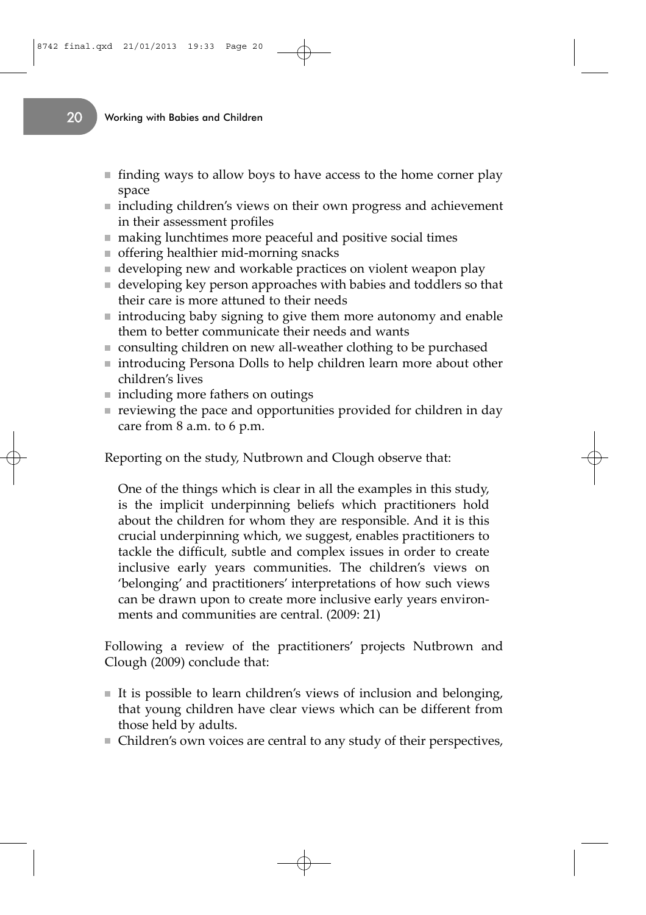- finding ways to allow boys to have access to the home corner play space
- including children's views on their own progress and achievement in their assessment profiles
- making lunchtimes more peaceful and positive social times
- offering healthier mid-morning snacks
- developing new and workable practices on violent weapon play
- developing key person approaches with babies and toddlers so that their care is more attuned to their needs
- introducing baby signing to give them more autonomy and enable them to better communicate their needs and wants
- consulting children on new all-weather clothing to be purchased
- introducing Persona Dolls to help children learn more about other children's lives
- including more fathers on outings
- reviewing the pace and opportunities provided for children in day care from 8 a.m. to 6 p.m.

Reporting on the study, Nutbrown and Clough observe that:

> One of the things which is clear in all the examples in this study, is the implicit underpinning beliefs which practitioners hold about the children for whom they are responsible. And it is this crucial underpinning which, we suggest, enables practitioners to tackle the difficult, subtle and complex issues in order to create inclusive early years communities. The children's views on 'belonging' and practitioners' interpretations of how such views can be drawn upon to create more inclusive early years environments and communities are central. (2009: 21)

Following a review of the practitioners' projects Nutbrown and Clough (2009) conclude that:

- It is possible to learn children's views of inclusion and belonging, that young children have clear views which can be different from those held by adults.
- Children's own voices are central to any study of their perspectives,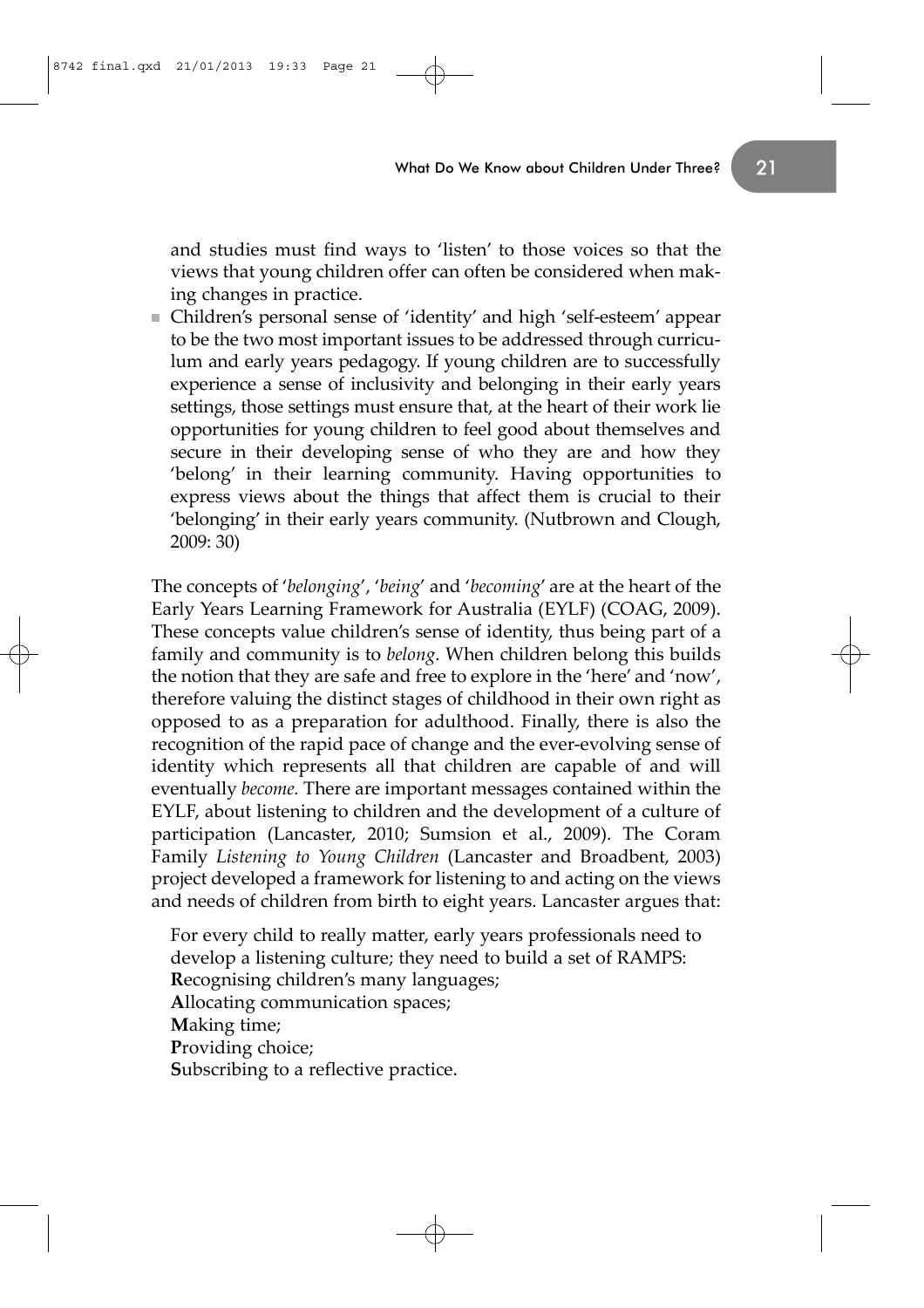and studies must find ways to 'listen' to those voices so that the views that young children offer can often be considered when making changes in practice.

- Children's personal sense of 'identity' and high 'self-esteem' appear to be the two most important issues to be addressed through curriculum and early years pedagogy. If young children are to successfully experience a sense of inclusivity and belonging in their early years settings, those settings must ensure that, at the heart of their work lie opportunities for young children to feel good about themselves and secure in their developing sense of who they are and how they 'belong' in their learning community. Having opportunities to express views about the things that affect them is crucial to their 'belonging' in their early years community. (Nutbrown and Clough, 2009: 30)

The concepts of '*belonging*', '*being*' and '*becoming*' are at the heart of the Early Years Learning Framework for Australia (EYLF) (COAG, 2009). These concepts value children's sense of identity, thus being part of a family and community is to *belong*. When children belong this builds the notion that they are safe and free to explore in the 'here' and 'now', therefore valuing the distinct stages of childhood in their own right as opposed to as a preparation for adulthood. Finally, there is also the recognition of the rapid pace of change and the ever-evolving sense of identity which represents all that children are capable of and will eventually *become.* There are important messages contained within the EYLF, about listening to children and the development of a culture of participation (Lancaster, 2010; Sumsion et al., 2009). The Coram Family *Listening to Young Children* (Lancaster and Broadbent, 2003) project developed a framework for listening to and acting on the views and needs of children from birth to eight years. Lancaster argues that:

> For every child to really matter, early years professionals need to develop a listening culture; they need to build a set of RAMPS:
> **R**ecognising children's many languages;
> **A**llocating communication spaces;
> **M**aking time;
> **P**roviding choice;
> **S**ubscribing to a reflective practice.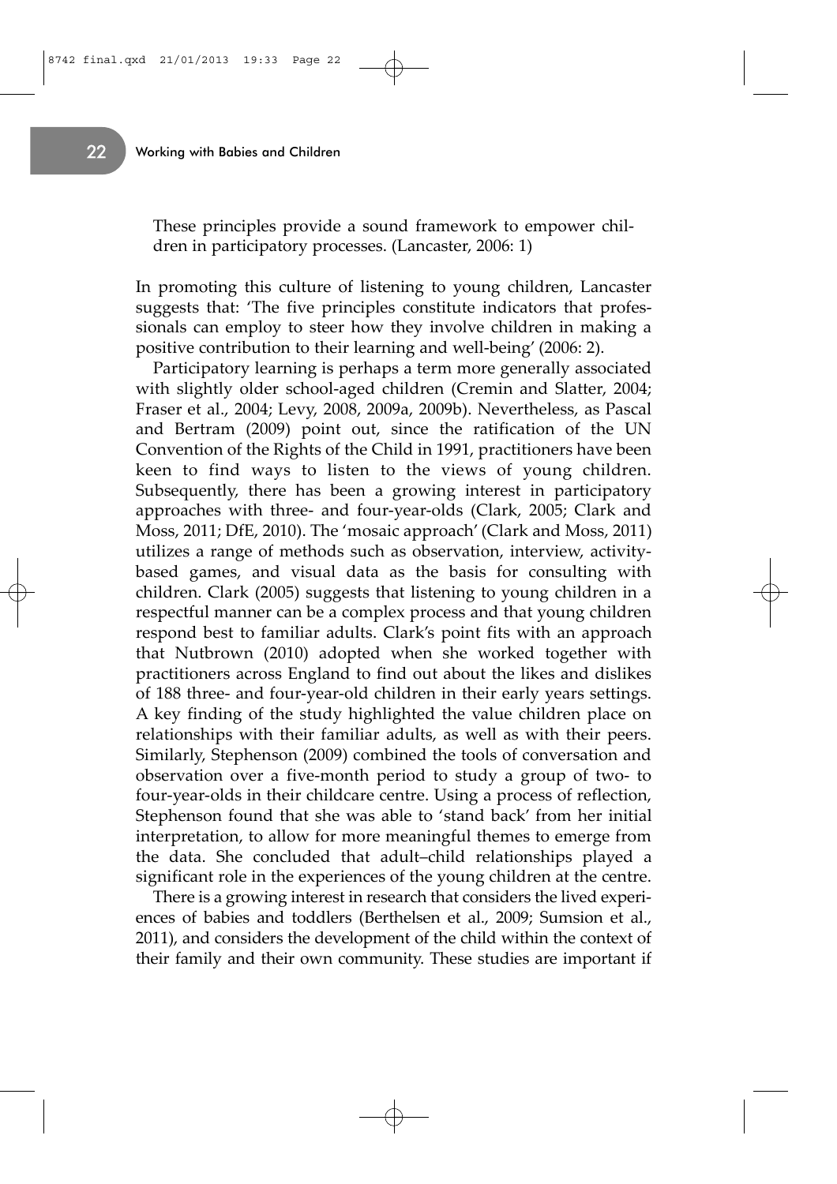> These principles provide a sound framework to empower children in participatory processes. (Lancaster, 2006: 1)

In promoting this culture of listening to young children, Lancaster suggests that: 'The five principles constitute indicators that professionals can employ to steer how they involve children in making a positive contribution to their learning and well-being' (2006: 2).

Participatory learning is perhaps a term more generally associated with slightly older school-aged children (Cremin and Slatter, 2004; Fraser et al., 2004; Levy, 2008, 2009a, 2009b). Nevertheless, as Pascal and Bertram (2009) point out, since the ratification of the UN Convention of the Rights of the Child in 1991, practitioners have been keen to find ways to listen to the views of young children. Subsequently, there has been a growing interest in participatory approaches with three- and four-year-olds (Clark, 2005; Clark and Moss, 2011; DfE, 2010). The 'mosaic approach' (Clark and Moss, 2011) utilizes a range of methods such as observation, interview, activity-based games, and visual data as the basis for consulting with children. Clark (2005) suggests that listening to young children in a respectful manner can be a complex process and that young children respond best to familiar adults. Clark's point fits with an approach that Nutbrown (2010) adopted when she worked together with practitioners across England to find out about the likes and dislikes of 188 three- and four-year-old children in their early years settings. A key finding of the study highlighted the value children place on relationships with their familiar adults, as well as with their peers. Similarly, Stephenson (2009) combined the tools of conversation and observation over a five-month period to study a group of two- to four-year-olds in their childcare centre. Using a process of reflection, Stephenson found that she was able to 'stand back' from her initial interpretation, to allow for more meaningful themes to emerge from the data. She concluded that adult–child relationships played a significant role in the experiences of the young children at the centre.

There is a growing interest in research that considers the lived experiences of babies and toddlers (Berthelsen et al., 2009; Sumsion et al., 2011), and considers the development of the child within the context of their family and their own community. These studies are important if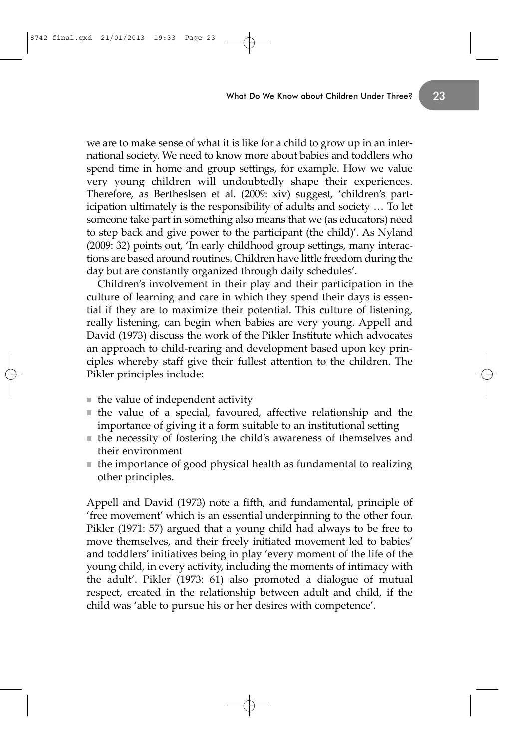we are to make sense of what it is like for a child to grow up in an international society. We need to know more about babies and toddlers who spend time in home and group settings, for example. How we value very young children will undoubtedly shape their experiences. Therefore, as Bertheslsen et al. (2009: xiv) suggest, 'children's participation ultimately is the responsibility of adults and society … To let someone take part in something also means that we (as educators) need to step back and give power to the participant (the child)'. As Nyland (2009: 32) points out, 'In early childhood group settings, many interactions are based around routines. Children have little freedom during the day but are constantly organized through daily schedules'.

Children's involvement in their play and their participation in the culture of learning and care in which they spend their days is essential if they are to maximize their potential. This culture of listening, really listening, can begin when babies are very young. Appell and David (1973) discuss the work of the Pikler Institute which advocates an approach to child-rearing and development based upon key principles whereby staff give their fullest attention to the children. The Pikler principles include:

- the value of independent activity
- the value of a special, favoured, affective relationship and the importance of giving it a form suitable to an institutional setting
- the necessity of fostering the child's awareness of themselves and their environment
- the importance of good physical health as fundamental to realizing other principles.

Appell and David (1973) note a fifth, and fundamental, principle of 'free movement' which is an essential underpinning to the other four. Pikler (1971: 57) argued that a young child had always to be free to move themselves, and their freely initiated movement led to babies' and toddlers' initiatives being in play 'every moment of the life of the young child, in every activity, including the moments of intimacy with the adult'. Pikler (1973: 61) also promoted a dialogue of mutual respect, created in the relationship between adult and child, if the child was 'able to pursue his or her desires with competence'.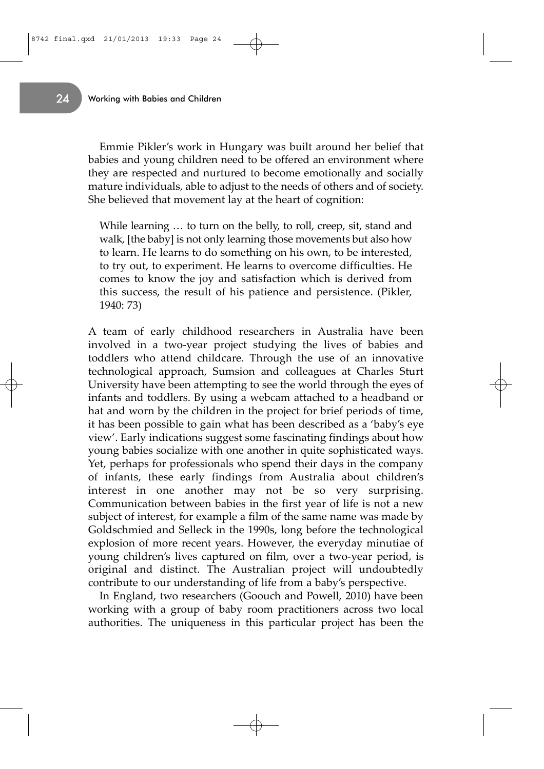Emmie Pikler's work in Hungary was built around her belief that babies and young children need to be offered an environment where they are respected and nurtured to become emotionally and socially mature individuals, able to adjust to the needs of others and of society. She believed that movement lay at the heart of cognition:

> While learning … to turn on the belly, to roll, creep, sit, stand and walk, [the baby] is not only learning those movements but also how to learn. He learns to do something on his own, to be interested, to try out, to experiment. He learns to overcome difficulties. He comes to know the joy and satisfaction which is derived from this success, the result of his patience and persistence. (Pikler, 1940: 73)

A team of early childhood researchers in Australia have been involved in a two-year project studying the lives of babies and toddlers who attend childcare. Through the use of an innovative technological approach, Sumsion and colleagues at Charles Sturt University have been attempting to see the world through the eyes of infants and toddlers. By using a webcam attached to a headband or hat and worn by the children in the project for brief periods of time, it has been possible to gain what has been described as a 'baby's eye view'. Early indications suggest some fascinating findings about how young babies socialize with one another in quite sophisticated ways. Yet, perhaps for professionals who spend their days in the company of infants, these early findings from Australia about children's interest in one another may not be so very surprising. Communication between babies in the first year of life is not a new subject of interest, for example a film of the same name was made by Goldschmied and Selleck in the 1990s, long before the technological explosion of more recent years. However, the everyday minutiae of young children's lives captured on film, over a two-year period, is original and distinct. The Australian project will undoubtedly contribute to our understanding of life from a baby's perspective.

In England, two researchers (Goouch and Powell, 2010) have been working with a group of baby room practitioners across two local authorities. The uniqueness in this particular project has been the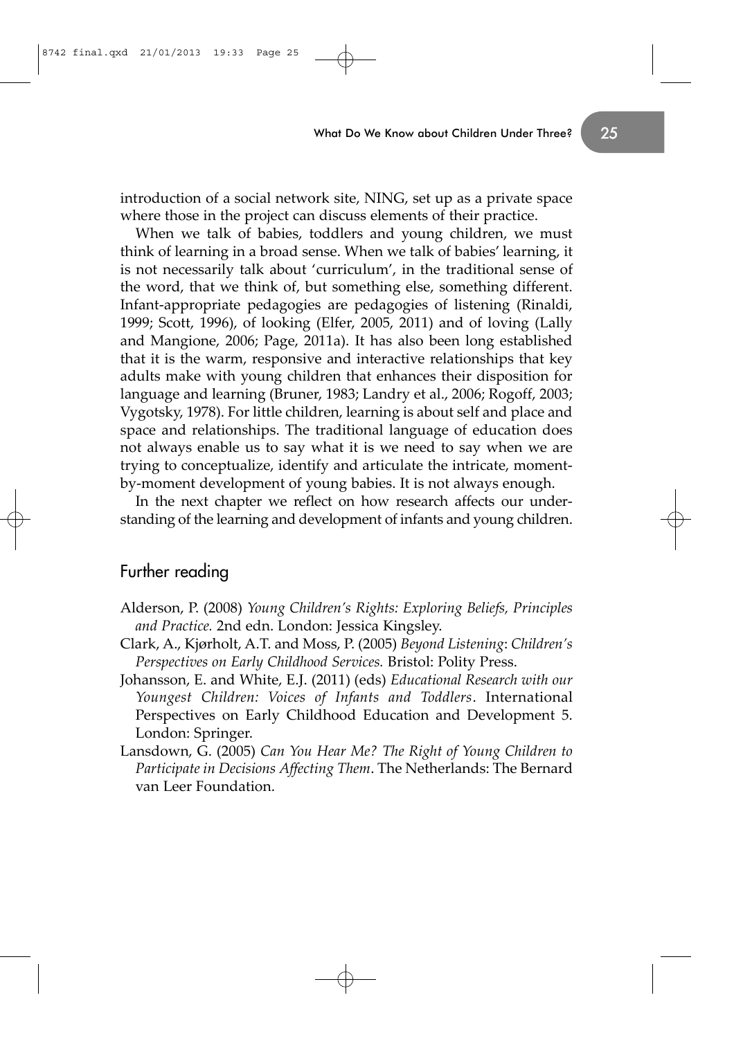introduction of a social network site, NING, set up as a private space where those in the project can discuss elements of their practice.

When we talk of babies, toddlers and young children, we must think of learning in a broad sense. When we talk of babies' learning, it is not necessarily talk about 'curriculum', in the traditional sense of the word, that we think of, but something else, something different. Infant-appropriate pedagogies are pedagogies of listening (Rinaldi, 1999; Scott, 1996), of looking (Elfer, 2005, 2011) and of loving (Lally and Mangione, 2006; Page, 2011a). It has also been long established that it is the warm, responsive and interactive relationships that key adults make with young children that enhances their disposition for language and learning (Bruner, 1983; Landry et al., 2006; Rogoff, 2003; Vygotsky, 1978). For little children, learning is about self and place and space and relationships. The traditional language of education does not always enable us to say what it is we need to say when we are trying to conceptualize, identify and articulate the intricate, moment-by-moment development of young babies. It is not always enough.

In the next chapter we reflect on how research affects our understanding of the learning and development of infants and young children.

## Further reading

Alderson, P. (2008) *Young Children's Rights: Exploring Beliefs, Principles and Practice.* 2nd edn. London: Jessica Kingsley.

Clark, A., Kjørholt, A.T. and Moss, P. (2005) *Beyond Listening: Children's Perspectives on Early Childhood Services.* Bristol: Polity Press.

Johansson, E. and White, E.J. (2011) (eds) *Educational Research with our Youngest Children: Voices of Infants and Toddlers*. International Perspectives on Early Childhood Education and Development 5. London: Springer.

Lansdown, G. (2005) *Can You Hear Me? The Right of Young Children to Participate in Decisions Affecting Them*. The Netherlands: The Bernard van Leer Foundation.